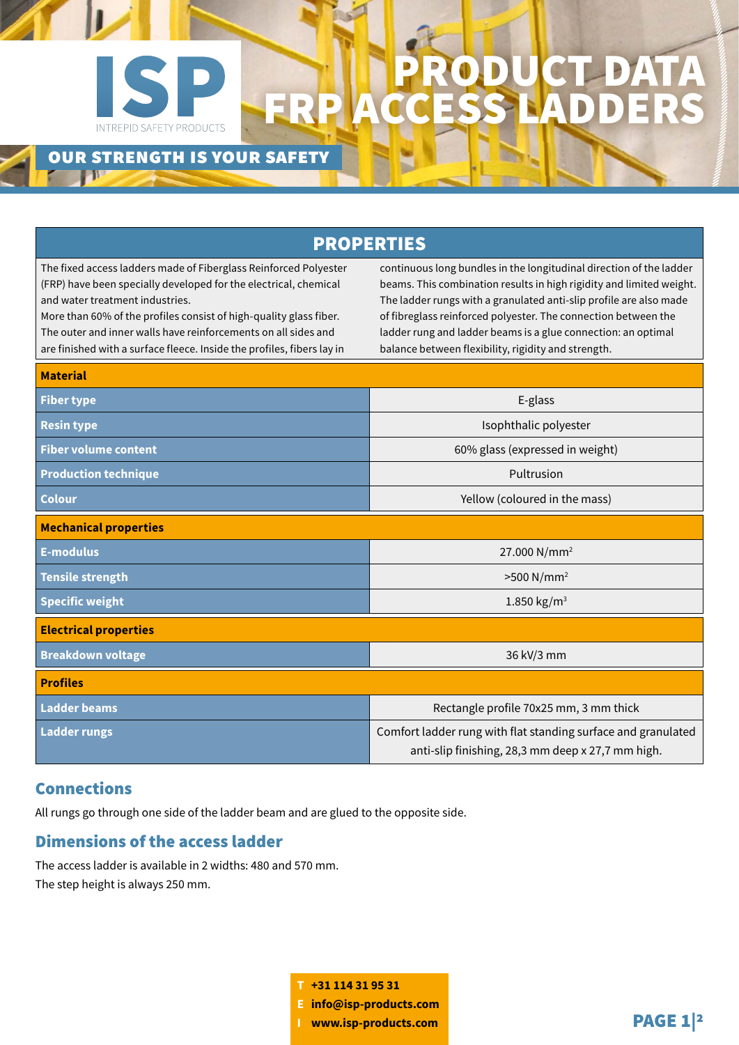ISP
INTREPID SAFETY PRODUCTS

# PRODUCT DATA FRP ACCESS LADDERS

OUR STRENGTH IS YOUR SAFETY

## PROPERTIES

The fixed access ladders made of Fiberglass Reinforced Polyester (FRP) have been specially developed for the electrical, chemical and water treatment industries.
More than 60% of the profiles consist of high-quality glass fiber. The outer and inner walls have reinforcements on all sides and are finished with a surface fleece. Inside the profiles, fibers lay in continuous long bundles in the longitudinal direction of the ladder beams. This combination results in high rigidity and limited weight. The ladder rungs with a granulated anti-slip profile are also made of fibreglass reinforced polyester. The connection between the ladder rung and ladder beams is a glue connection: an optimal balance between flexibility, rigidity and strength.

| **Material** | |
|---|---|
| **Fiber type** | E-glass |
| **Resin type** | Isophthalic polyester |
| **Fiber volume content** | 60% glass (expressed in weight) |
| **Production technique** | Pultrusion |
| **Colour** | Yellow (coloured in the mass) |
| **Mechanical properties** | |
| **E-modulus** | 27.000 N/mm$^2$ |
| **Tensile strength** | >500 N/mm$^2$ |
| **Specific weight** | 1.850 kg/m$^3$ |
| **Electrical properties** | |
| **Breakdown voltage** | 36 kV/3 mm |
| **Profiles** | |
| **Ladder beams** | Rectangle profile 70x25 mm, 3 mm thick |
| **Ladder rungs** | Comfort ladder rung with flat standing surface and granulated anti-slip finishing, 28,3 mm deep x 27,7 mm high. |

## Connections

All rungs go through one side of the ladder beam and are glued to the opposite side.

## Dimensions of the access ladder

The access ladder is available in 2 widths: 480 and 570 mm.
The step height is always 250 mm.

**T** +31 114 31 95 31
**E** info@isp-products.com
**I** www.isp-products.com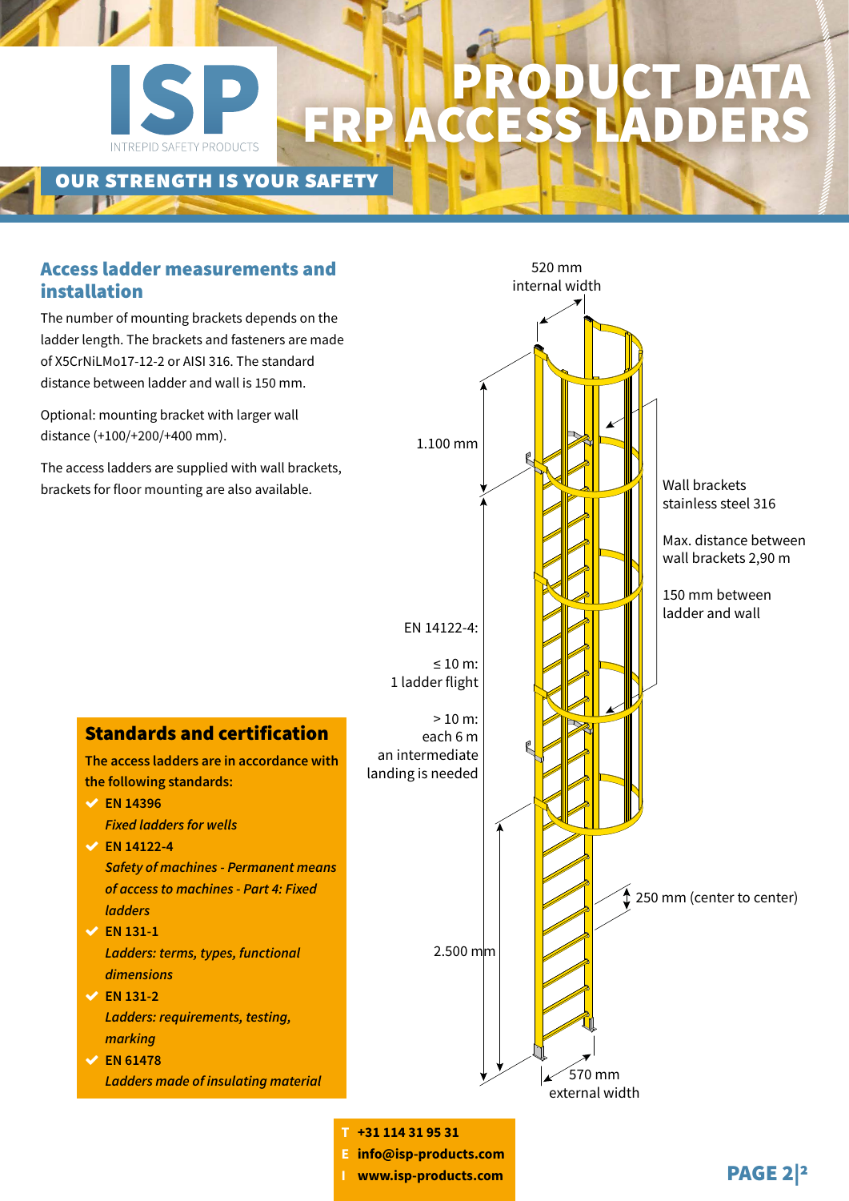# PRODUCT DATA FRP ACCESS LADDERS

ISP INTREPID SAFETY PRODUCTS

OUR STRENGTH IS YOUR SAFETY

## Access ladder measurements and installation

The number of mounting brackets depends on the ladder length. The brackets and fasteners are made of X5CrNiLMo17-12-2 or AISI 316. The standard distance between ladder and wall is 150 mm.

Optional: mounting bracket with larger wall distance (+100/+200/+400 mm).

The access ladders are supplied with wall brackets, brackets for floor mounting are also available.

520 mm
internal width

1.100 mm

Wall brackets
stainless steel 316

Max. distance between
wall brackets 2,90 m

150 mm between
ladder and wall

EN 14122-4:

≤ 10 m:
1 ladder flight

> 10 m:
each 6 m
an intermediate
landing is needed

250 mm (center to center)

2.500 mm

570 mm
external width

## Standards and certification

**The access ladders are in accordance with the following standards:**

- **EN 14396**
  ***Fixed ladders for wells***
- **EN 14122-4**
  ***Safety of machines - Permanent means of access to machines - Part 4: Fixed ladders***
- **EN 131-1**
  ***Ladders: terms, types, functional dimensions***
- **EN 131-2**
  ***Ladders: requirements, testing, marking***
- **EN 61478**
  ***Ladders made of insulating material***

**T** **+31 114 31 95 31**
**E** **info@isp-products.com**
**I** **www.isp-products.com**